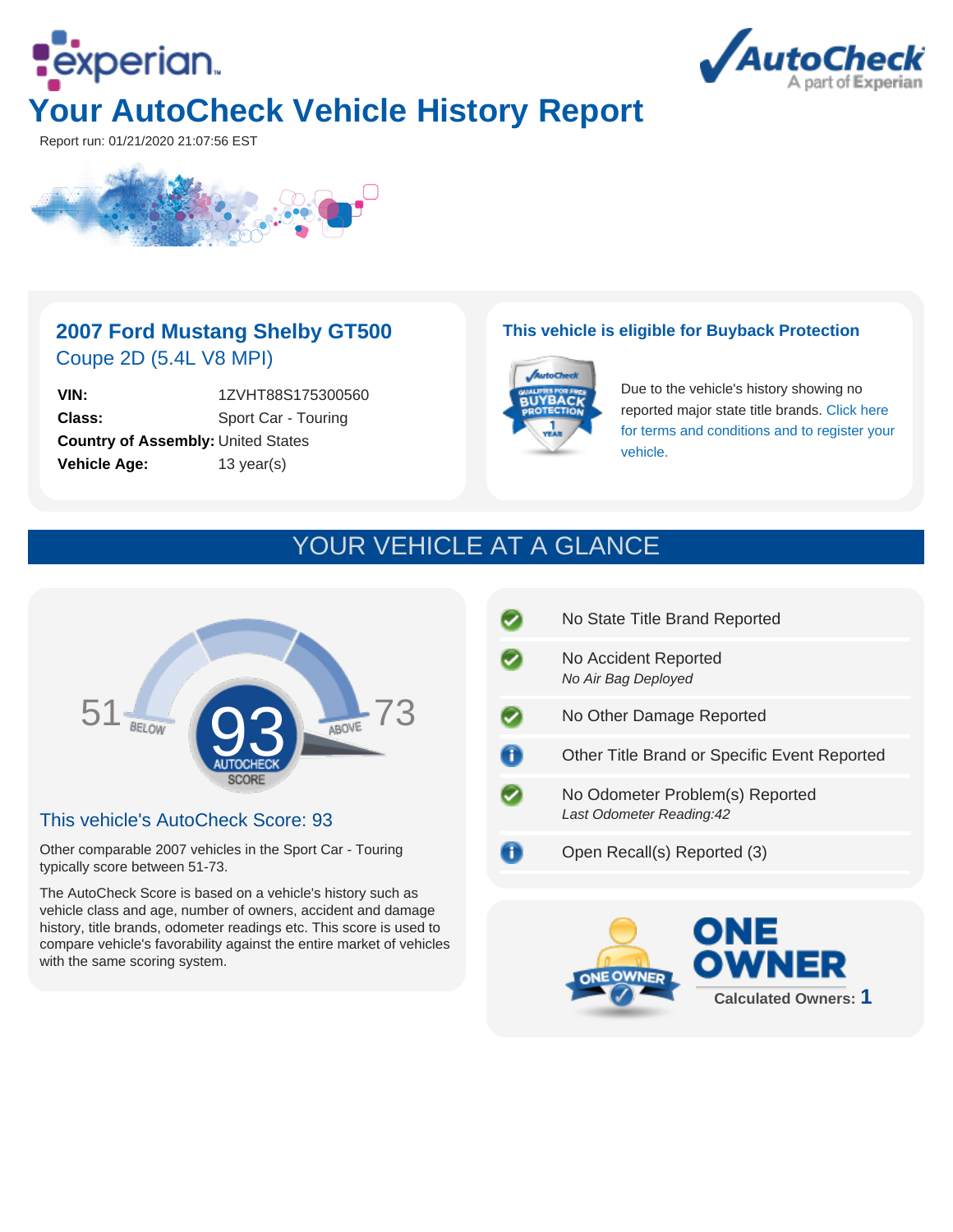# Your AutoCheck Vehicle History Report

Report run: 01/21/2020 21:07:56 EST

## 2007 Ford Mustang Shelby GT500

Coupe 2D (5.4L V8 MPI)

| | |
|---|---|
| **VIN:** | 1ZVHT88S175300560 |
| **Class:** | Sport Car - Touring |
| **Country of Assembly:** | United States |
| **Vehicle Age:** | 13 year(s) |

### This vehicle is eligible for Buyback Protection

Due to the vehicle's history showing no reported major state title brands. Click here for terms and conditions and to register your vehicle.

## YOUR VEHICLE AT A GLANCE

51 BELOW — 93 AUTOCHECK SCORE — ABOVE 73

### This vehicle's AutoCheck Score: 93

Other comparable 2007 vehicles in the Sport Car - Touring typically score between 51-73.

The AutoCheck Score is based on a vehicle's history such as vehicle class and age, number of owners, accident and damage history, title brands, odometer readings etc. This score is used to compare vehicle's favorability against the entire market of vehicles with the same scoring system.

- No State Title Brand Reported
- No Accident Reported
  *No Air Bag Deployed*
- No Other Damage Reported
- Other Title Brand or Specific Event Reported
- No Odometer Problem(s) Reported
  *Last Odometer Reading:42*
- Open Recall(s) Reported (3)

**ONE OWNER**

Calculated Owners: **1**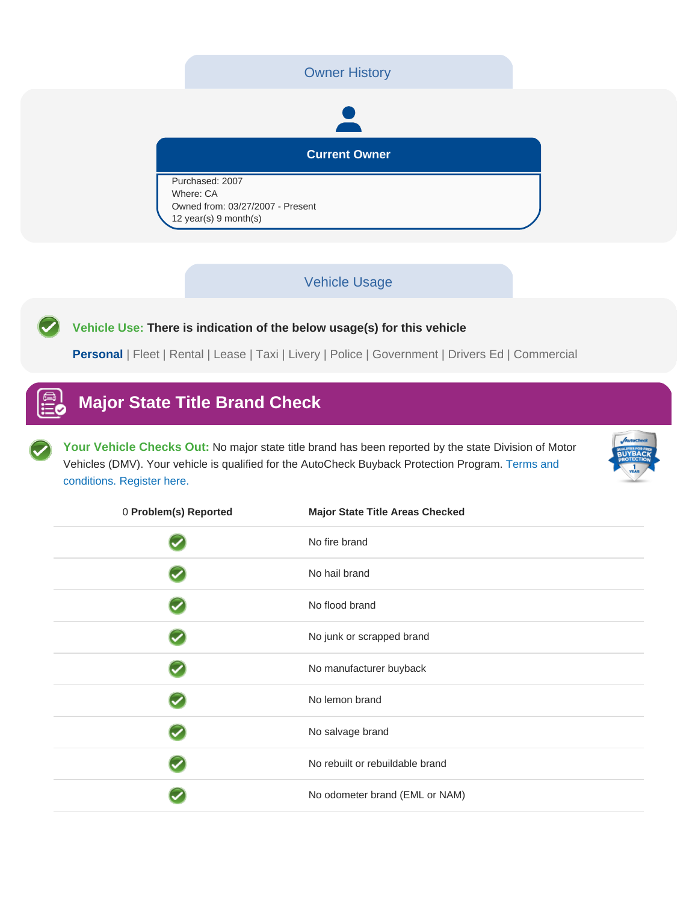## Owner History

**Current Owner**

Purchased: 2007
Where: CA
Owned from: 03/27/2007 - Present
12 year(s) 9 month(s)

## Vehicle Usage

**Vehicle Use:** **There is indication of the below usage(s) for this vehicle**

**Personal** | Fleet | Rental | Lease | Taxi | Livery | Police | Government | Drivers Ed | Commercial

## Major State Title Brand Check

**Your Vehicle Checks Out:** No major state title brand has been reported by the state Division of Motor Vehicles (DMV). Your vehicle is qualified for the AutoCheck Buyback Protection Program. Terms and conditions. Register here.

| 0 **Problem(s) Reported** | **Major State Title Areas Checked** |
|---|---|
| ✓ | No fire brand |
| ✓ | No hail brand |
| ✓ | No flood brand |
| ✓ | No junk or scrapped brand |
| ✓ | No manufacturer buyback |
| ✓ | No lemon brand |
| ✓ | No salvage brand |
| ✓ | No rebuilt or rebuildable brand |
| ✓ | No odometer brand (EML or NAM) |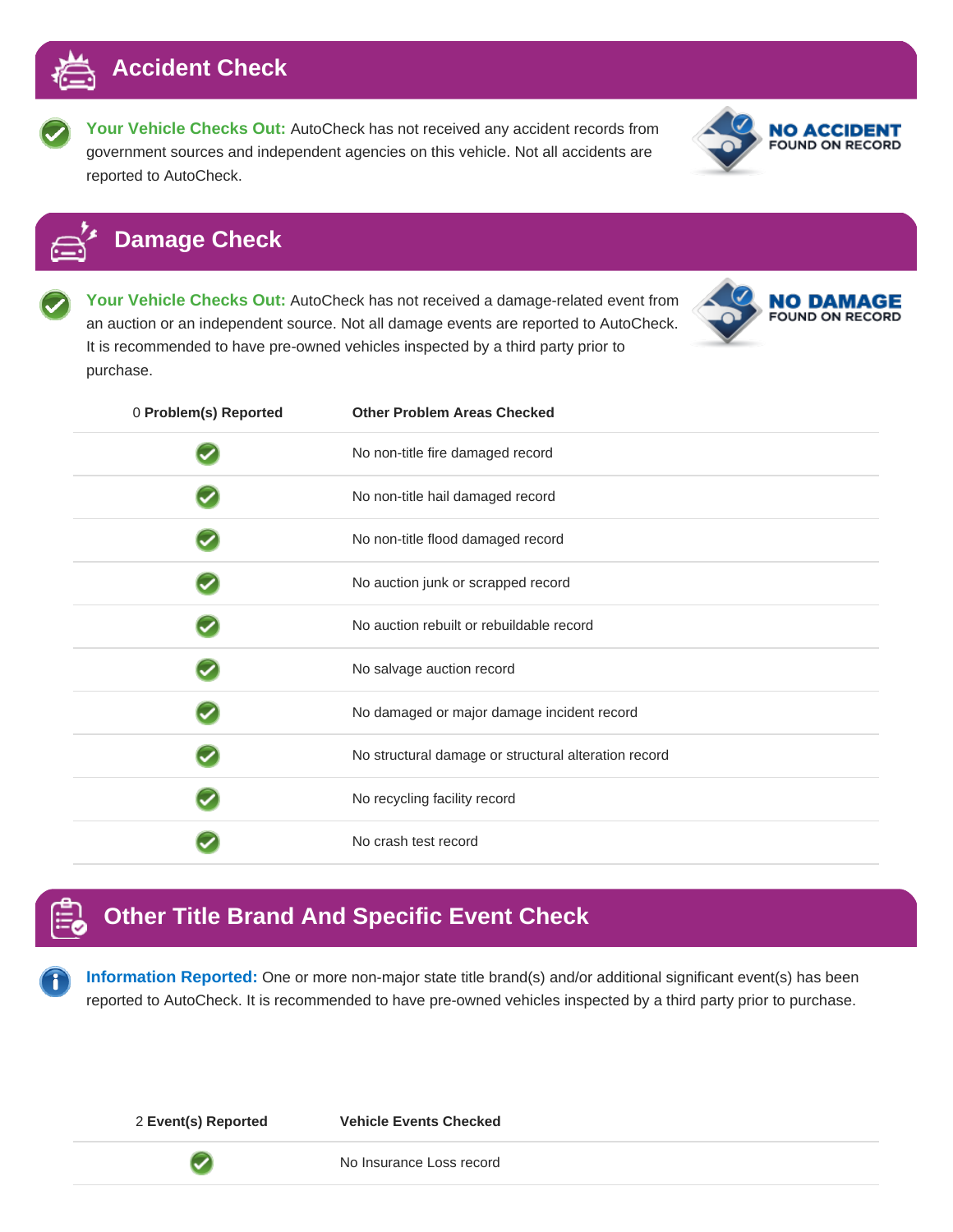## Accident Check

**Your Vehicle Checks Out:** AutoCheck has not received any accident records from government sources and independent agencies on this vehicle. Not all accidents are reported to AutoCheck.

**NO ACCIDENT** FOUND ON RECORD

## Damage Check

**Your Vehicle Checks Out:** AutoCheck has not received a damage-related event from an auction or an independent source. Not all damage events are reported to AutoCheck. It is recommended to have pre-owned vehicles inspected by a third party prior to purchase.

**NO DAMAGE** FOUND ON RECORD

| 0 **Problem(s) Reported** | **Other Problem Areas Checked** |
|---|---|
| ✓ | No non-title fire damaged record |
| ✓ | No non-title hail damaged record |
| ✓ | No non-title flood damaged record |
| ✓ | No auction junk or scrapped record |
| ✓ | No auction rebuilt or rebuildable record |
| ✓ | No salvage auction record |
| ✓ | No damaged or major damage incident record |
| ✓ | No structural damage or structural alteration record |
| ✓ | No recycling facility record |
| ✓ | No crash test record |

## Other Title Brand And Specific Event Check

**Information Reported:** One or more non-major state title brand(s) and/or additional significant event(s) has been reported to AutoCheck. It is recommended to have pre-owned vehicles inspected by a third party prior to purchase.

| 2 **Event(s) Reported** | **Vehicle Events Checked** |
|---|---|
| ✓ | No Insurance Loss record |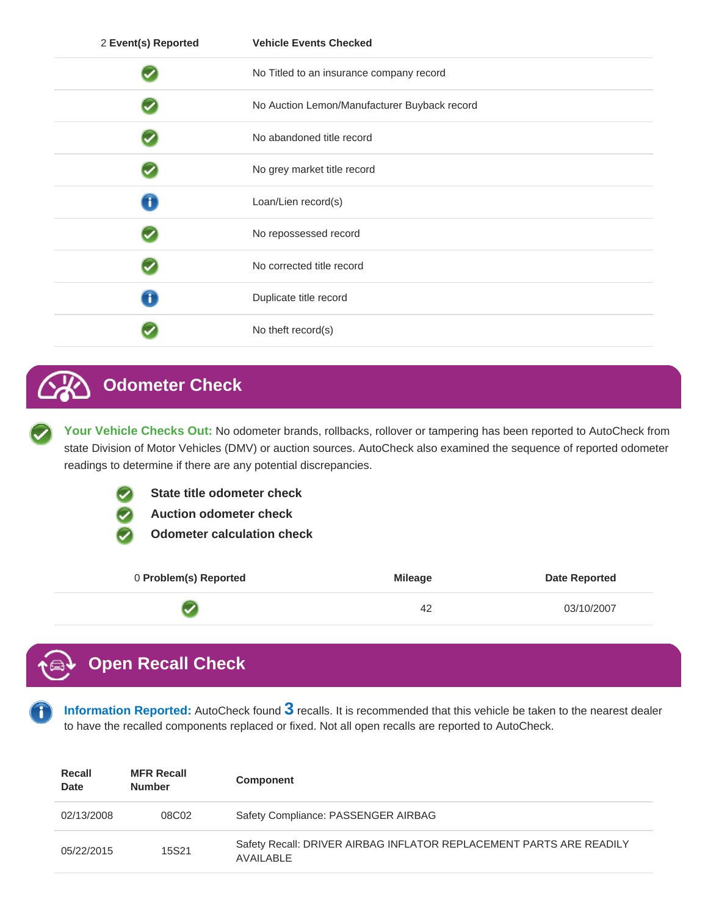| 2 Event(s) Reported | Vehicle Events Checked |
| --- | --- |
| ✓ | No Titled to an insurance company record |
| ✓ | No Auction Lemon/Manufacturer Buyback record |
| ✓ | No abandoned title record |
| ✓ | No grey market title record |
| i | Loan/Lien record(s) |
| ✓ | No repossessed record |
| ✓ | No corrected title record |
| i | Duplicate title record |
| ✓ | No theft record(s) |

## Odometer Check

**Your Vehicle Checks Out:** No odometer brands, rollbacks, rollover or tampering has been reported to AutoCheck from state Division of Motor Vehicles (DMV) or auction sources. AutoCheck also examined the sequence of reported odometer readings to determine if there are any potential discrepancies.

- **State title odometer check**
- **Auction odometer check**
- **Odometer calculation check**

| 0 Problem(s) Reported | Mileage | Date Reported |
| --- | --- | --- |
| ✓ | 42 | 03/10/2007 |

## Open Recall Check

**Information Reported:** AutoCheck found **3** recalls. It is recommended that this vehicle be taken to the nearest dealer to have the recalled components replaced or fixed. Not all open recalls are reported to AutoCheck.

| Recall Date | MFR Recall Number | Component |
| --- | --- | --- |
| 02/13/2008 | 08C02 | Safety Compliance: PASSENGER AIRBAG |
| 05/22/2015 | 15S21 | Safety Recall: DRIVER AIRBAG INFLATOR REPLACEMENT PARTS ARE READILY AVAILABLE |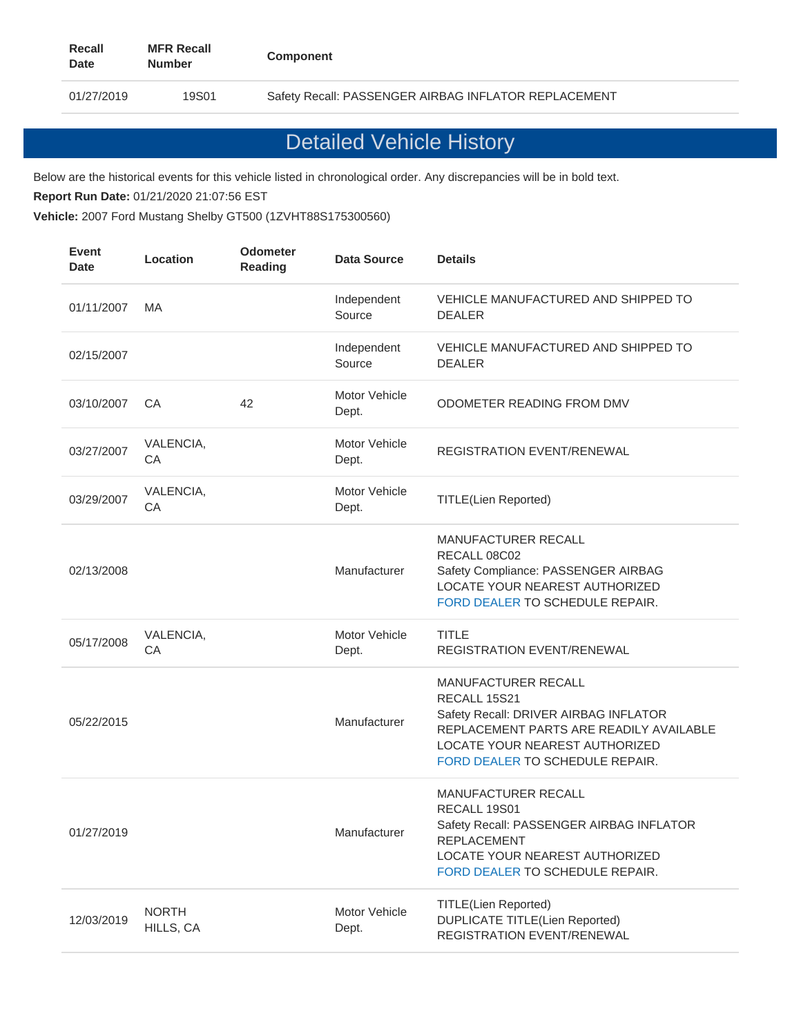| Recall Date | MFR Recall Number | Component |
|---|---|---|
| 01/27/2019 | 19S01 | Safety Recall: PASSENGER AIRBAG INFLATOR REPLACEMENT |

## Detailed Vehicle History

Below are the historical events for this vehicle listed in chronological order. Any discrepancies will be in bold text.

**Report Run Date:** 01/21/2020 21:07:56 EST

**Vehicle:** 2007 Ford Mustang Shelby GT500 (1ZVHT88S175300560)

| Event Date | Location | Odometer Reading | Data Source | Details |
|---|---|---|---|---|
| 01/11/2007 | MA | | Independent Source | VEHICLE MANUFACTURED AND SHIPPED TO DEALER |
| 02/15/2007 | | | Independent Source | VEHICLE MANUFACTURED AND SHIPPED TO DEALER |
| 03/10/2007 | CA | 42 | Motor Vehicle Dept. | ODOMETER READING FROM DMV |
| 03/27/2007 | VALENCIA, CA | | Motor Vehicle Dept. | REGISTRATION EVENT/RENEWAL |
| 03/29/2007 | VALENCIA, CA | | Motor Vehicle Dept. | TITLE(Lien Reported) |
| 02/13/2008 | | | Manufacturer | MANUFACTURER RECALL<br>RECALL 08C02<br>Safety Compliance: PASSENGER AIRBAG<br>LOCATE YOUR NEAREST AUTHORIZED FORD DEALER TO SCHEDULE REPAIR. |
| 05/17/2008 | VALENCIA, CA | | Motor Vehicle Dept. | TITLE<br>REGISTRATION EVENT/RENEWAL |
| 05/22/2015 | | | Manufacturer | MANUFACTURER RECALL<br>RECALL 15S21<br>Safety Recall: DRIVER AIRBAG INFLATOR<br>REPLACEMENT PARTS ARE READILY AVAILABLE<br>LOCATE YOUR NEAREST AUTHORIZED FORD DEALER TO SCHEDULE REPAIR. |
| 01/27/2019 | | | Manufacturer | MANUFACTURER RECALL<br>RECALL 19S01<br>Safety Recall: PASSENGER AIRBAG INFLATOR REPLACEMENT<br>LOCATE YOUR NEAREST AUTHORIZED FORD DEALER TO SCHEDULE REPAIR. |
| 12/03/2019 | NORTH HILLS, CA | | Motor Vehicle Dept. | TITLE(Lien Reported)<br>DUPLICATE TITLE(Lien Reported)<br>REGISTRATION EVENT/RENEWAL |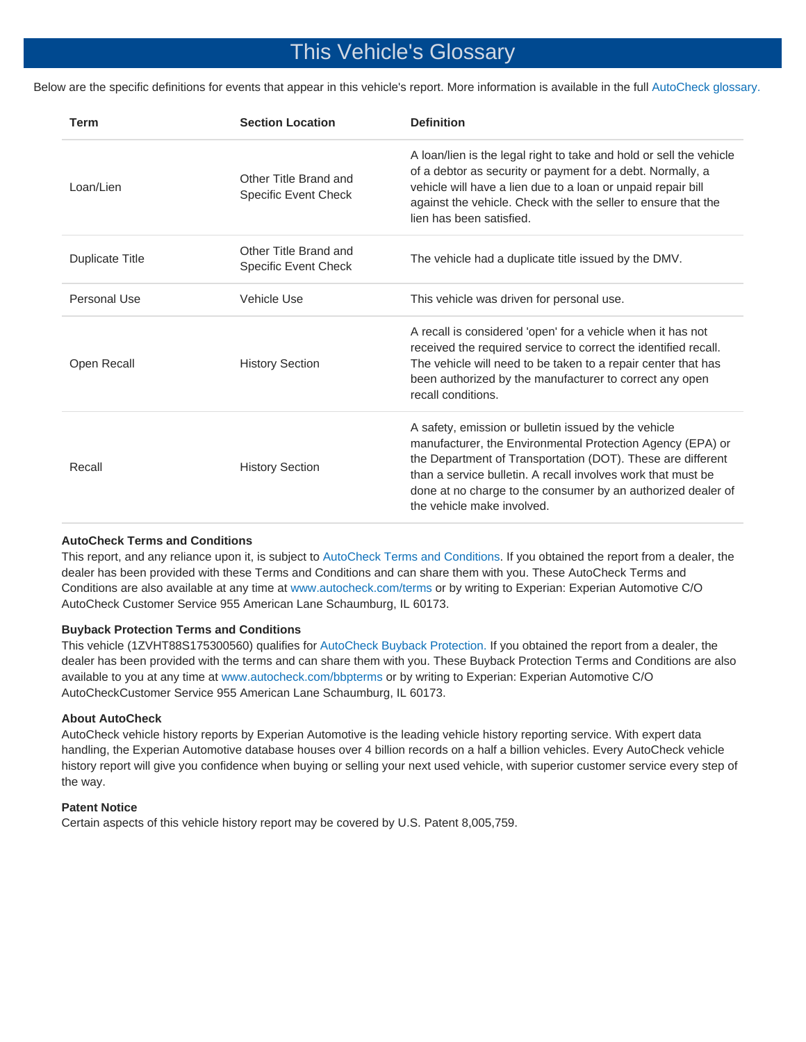# This Vehicle's Glossary

Below are the specific definitions for events that appear in this vehicle's report. More information is available in the full AutoCheck glossary.

| Term | Section Location | Definition |
|---|---|---|
| Loan/Lien | Other Title Brand and Specific Event Check | A loan/lien is the legal right to take and hold or sell the vehicle of a debtor as security or payment for a debt. Normally, a vehicle will have a lien due to a loan or unpaid repair bill against the vehicle. Check with the seller to ensure that the lien has been satisfied. |
| Duplicate Title | Other Title Brand and Specific Event Check | The vehicle had a duplicate title issued by the DMV. |
| Personal Use | Vehicle Use | This vehicle was driven for personal use. |
| Open Recall | History Section | A recall is considered 'open' for a vehicle when it has not received the required service to correct the identified recall. The vehicle will need to be taken to a repair center that has been authorized by the manufacturer to correct any open recall conditions. |
| Recall | History Section | A safety, emission or bulletin issued by the vehicle manufacturer, the Environmental Protection Agency (EPA) or the Department of Transportation (DOT). These are different than a service bulletin. A recall involves work that must be done at no charge to the consumer by an authorized dealer of the vehicle make involved. |

**AutoCheck Terms and Conditions**

This report, and any reliance upon it, is subject to AutoCheck Terms and Conditions. If you obtained the report from a dealer, the dealer has been provided with these Terms and Conditions and can share them with you. These AutoCheck Terms and Conditions are also available at any time at www.autocheck.com/terms or by writing to Experian: Experian Automotive C/O AutoCheck Customer Service 955 American Lane Schaumburg, IL 60173.

**Buyback Protection Terms and Conditions**

This vehicle (1ZVHT88S175300560) qualifies for AutoCheck Buyback Protection. If you obtained the report from a dealer, the dealer has been provided with the terms and can share them with you. These Buyback Protection Terms and Conditions are also available to you at any time at www.autocheck.com/bbpterms or by writing to Experian: Experian Automotive C/O AutoCheckCustomer Service 955 American Lane Schaumburg, IL 60173.

**About AutoCheck**

AutoCheck vehicle history reports by Experian Automotive is the leading vehicle history reporting service. With expert data handling, the Experian Automotive database houses over 4 billion records on a half a billion vehicles. Every AutoCheck vehicle history report will give you confidence when buying or selling your next used vehicle, with superior customer service every step of the way.

**Patent Notice**

Certain aspects of this vehicle history report may be covered by U.S. Patent 8,005,759.